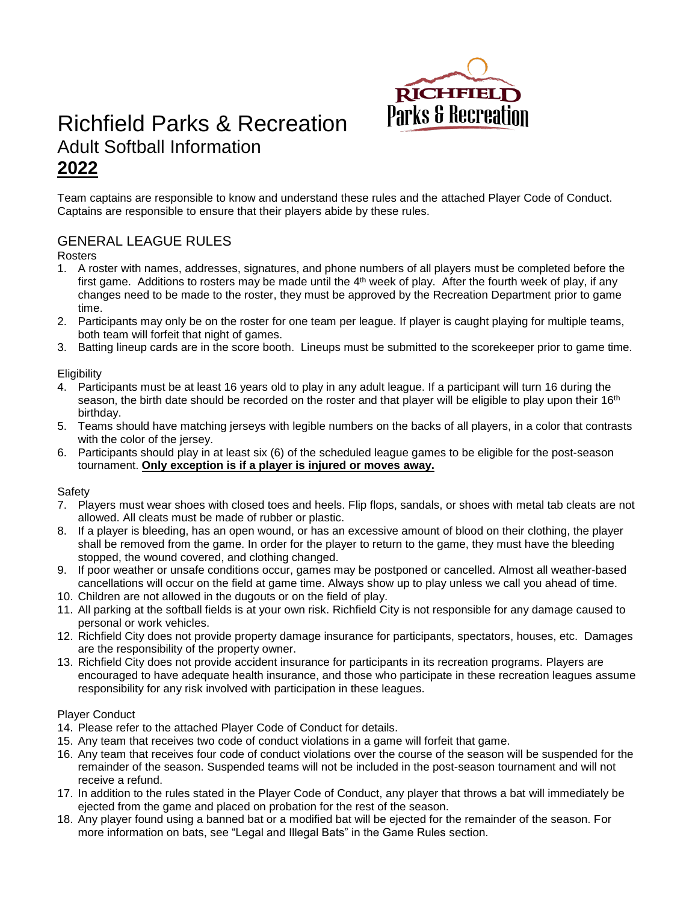# Richfield Parks & Recreation

## Adult Softball Information

## **2022**

Team captains are responsible to know and understand these rules and the attached Player Code of Conduct. Captains are responsible to ensure that their players abide by these rules.

## GENERAL LEAGUE RULES

Rosters

1. A roster with names, addresses, signatures, and phone numbers of all players must be completed before the first game. Additions to rosters may be made until the 4th week of play. After the fourth week of play, if any changes need to be made to the roster, they must be approved by the Recreation Department prior to game time.
2. Participants may only be on the roster for one team per league. If player is caught playing for multiple teams, both team will forfeit that night of games.
3. Batting lineup cards are in the score booth. Lineups must be submitted to the scorekeeper prior to game time.

Eligibility

4. Participants must be at least 16 years old to play in any adult league. If a participant will turn 16 during the season, the birth date should be recorded on the roster and that player will be eligible to play upon their 16th birthday.
5. Teams should have matching jerseys with legible numbers on the backs of all players, in a color that contrasts with the color of the jersey.
6. Participants should play in at least six (6) of the scheduled league games to be eligible for the post-season tournament. **Only exception is if a player is injured or moves away.**

Safety

7. Players must wear shoes with closed toes and heels. Flip flops, sandals, or shoes with metal tab cleats are not allowed. All cleats must be made of rubber or plastic.
8. If a player is bleeding, has an open wound, or has an excessive amount of blood on their clothing, the player shall be removed from the game. In order for the player to return to the game, they must have the bleeding stopped, the wound covered, and clothing changed.
9. If poor weather or unsafe conditions occur, games may be postponed or cancelled. Almost all weather-based cancellations will occur on the field at game time. Always show up to play unless we call you ahead of time.
10. Children are not allowed in the dugouts or on the field of play.
11. All parking at the softball fields is at your own risk. Richfield City is not responsible for any damage caused to personal or work vehicles.
12. Richfield City does not provide property damage insurance for participants, spectators, houses, etc. Damages are the responsibility of the property owner.
13. Richfield City does not provide accident insurance for participants in its recreation programs. Players are encouraged to have adequate health insurance, and those who participate in these recreation leagues assume responsibility for any risk involved with participation in these leagues.

Player Conduct

14. Please refer to the attached Player Code of Conduct for details.
15. Any team that receives two code of conduct violations in a game will forfeit that game.
16. Any team that receives four code of conduct violations over the course of the season will be suspended for the remainder of the season. Suspended teams will not be included in the post-season tournament and will not receive a refund.
17. In addition to the rules stated in the Player Code of Conduct, any player that throws a bat will immediately be ejected from the game and placed on probation for the rest of the season.
18. Any player found using a banned bat or a modified bat will be ejected for the remainder of the season. For more information on bats, see "Legal and Illegal Bats" in the Game Rules section.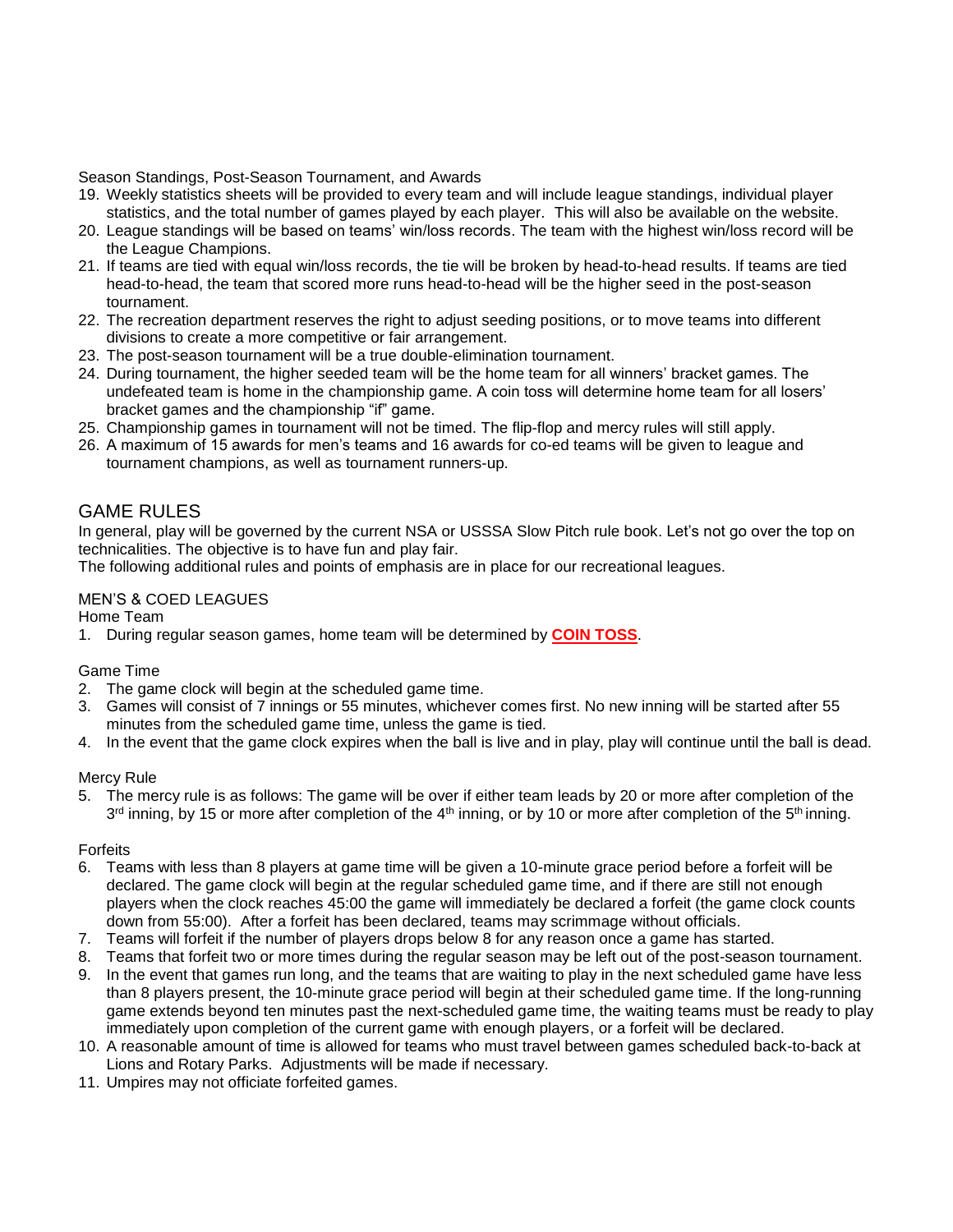Season Standings, Post-Season Tournament, and Awards

19. Weekly statistics sheets will be provided to every team and will include league standings, individual player statistics, and the total number of games played by each player. This will also be available on the website.
20. League standings will be based on teams' win/loss records. The team with the highest win/loss record will be the League Champions.
21. If teams are tied with equal win/loss records, the tie will be broken by head-to-head results. If teams are tied head-to-head, the team that scored more runs head-to-head will be the higher seed in the post-season tournament.
22. The recreation department reserves the right to adjust seeding positions, or to move teams into different divisions to create a more competitive or fair arrangement.
23. The post-season tournament will be a true double-elimination tournament.
24. During tournament, the higher seeded team will be the home team for all winners' bracket games. The undefeated team is home in the championship game. A coin toss will determine home team for all losers' bracket games and the championship "if" game.
25. Championship games in tournament will not be timed. The flip-flop and mercy rules will still apply.
26. A maximum of 15 awards for men's teams and 16 awards for co-ed teams will be given to league and tournament champions, as well as tournament runners-up.

## GAME RULES

In general, play will be governed by the current NSA or USSSA Slow Pitch rule book. Let's not go over the top on technicalities. The objective is to have fun and play fair.
The following additional rules and points of emphasis are in place for our recreational leagues.

### MEN'S & COED LEAGUES

Home Team

1. During regular season games, home team will be determined by **COIN TOSS**.

Game Time

2. The game clock will begin at the scheduled game time.
3. Games will consist of 7 innings or 55 minutes, whichever comes first. No new inning will be started after 55 minutes from the scheduled game time, unless the game is tied.
4. In the event that the game clock expires when the ball is live and in play, play will continue until the ball is dead.

Mercy Rule

5. The mercy rule is as follows: The game will be over if either team leads by 20 or more after completion of the 3rd inning, by 15 or more after completion of the 4th inning, or by 10 or more after completion of the 5th inning.

Forfeits

6. Teams with less than 8 players at game time will be given a 10-minute grace period before a forfeit will be declared. The game clock will begin at the regular scheduled game time, and if there are still not enough players when the clock reaches 45:00 the game will immediately be declared a forfeit (the game clock counts down from 55:00). After a forfeit has been declared, teams may scrimmage without officials.
7. Teams will forfeit if the number of players drops below 8 for any reason once a game has started.
8. Teams that forfeit two or more times during the regular season may be left out of the post-season tournament.
9. In the event that games run long, and the teams that are waiting to play in the next scheduled game have less than 8 players present, the 10-minute grace period will begin at their scheduled game time. If the long-running game extends beyond ten minutes past the next-scheduled game time, the waiting teams must be ready to play immediately upon completion of the current game with enough players, or a forfeit will be declared.
10. A reasonable amount of time is allowed for teams who must travel between games scheduled back-to-back at Lions and Rotary Parks. Adjustments will be made if necessary.
11. Umpires may not officiate forfeited games.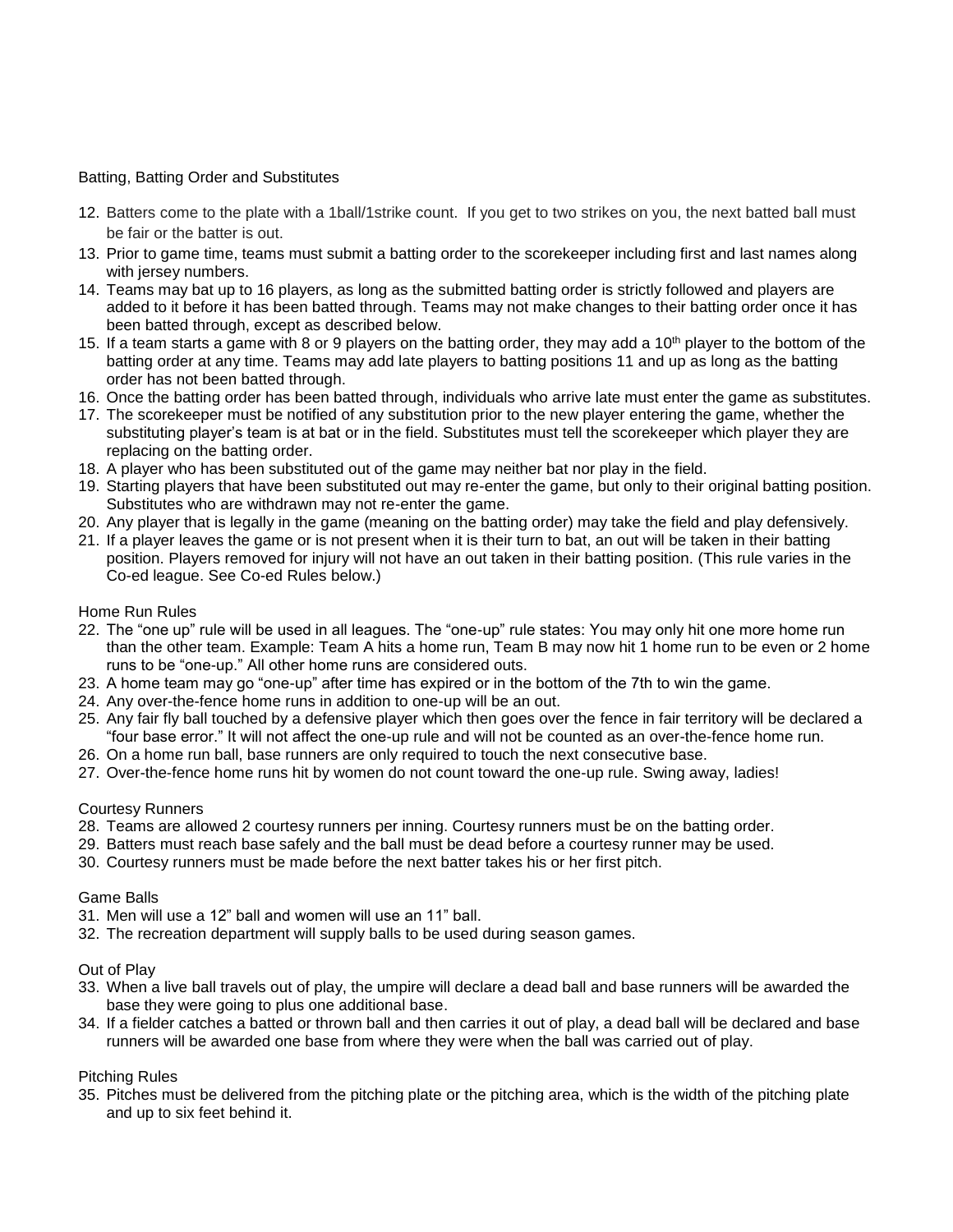Batting, Batting Order and Substitutes

12. Batters come to the plate with a 1ball/1strike count. If you get to two strikes on you, the next batted ball must be fair or the batter is out.
13. Prior to game time, teams must submit a batting order to the scorekeeper including first and last names along with jersey numbers.
14. Teams may bat up to 16 players, as long as the submitted batting order is strictly followed and players are added to it before it has been batted through. Teams may not make changes to their batting order once it has been batted through, except as described below.
15. If a team starts a game with 8 or 9 players on the batting order, they may add a 10th player to the bottom of the batting order at any time. Teams may add late players to batting positions 11 and up as long as the batting order has not been batted through.
16. Once the batting order has been batted through, individuals who arrive late must enter the game as substitutes.
17. The scorekeeper must be notified of any substitution prior to the new player entering the game, whether the substituting player's team is at bat or in the field. Substitutes must tell the scorekeeper which player they are replacing on the batting order.
18. A player who has been substituted out of the game may neither bat nor play in the field.
19. Starting players that have been substituted out may re-enter the game, but only to their original batting position. Substitutes who are withdrawn may not re-enter the game.
20. Any player that is legally in the game (meaning on the batting order) may take the field and play defensively.
21. If a player leaves the game or is not present when it is their turn to bat, an out will be taken in their batting position. Players removed for injury will not have an out taken in their batting position. (This rule varies in the Co-ed league. See Co-ed Rules below.)

Home Run Rules

22. The "one up" rule will be used in all leagues. The "one-up" rule states: You may only hit one more home run than the other team. Example: Team A hits a home run, Team B may now hit 1 home run to be even or 2 home runs to be "one-up." All other home runs are considered outs.
23. A home team may go "one-up" after time has expired or in the bottom of the 7th to win the game.
24. Any over-the-fence home runs in addition to one-up will be an out.
25. Any fair fly ball touched by a defensive player which then goes over the fence in fair territory will be declared a "four base error." It will not affect the one-up rule and will not be counted as an over-the-fence home run.
26. On a home run ball, base runners are only required to touch the next consecutive base.
27. Over-the-fence home runs hit by women do not count toward the one-up rule. Swing away, ladies!

Courtesy Runners

28. Teams are allowed 2 courtesy runners per inning. Courtesy runners must be on the batting order.
29. Batters must reach base safely and the ball must be dead before a courtesy runner may be used.
30. Courtesy runners must be made before the next batter takes his or her first pitch.

Game Balls

31. Men will use a 12" ball and women will use an 11" ball.
32. The recreation department will supply balls to be used during season games.

Out of Play

33. When a live ball travels out of play, the umpire will declare a dead ball and base runners will be awarded the base they were going to plus one additional base.
34. If a fielder catches a batted or thrown ball and then carries it out of play, a dead ball will be declared and base runners will be awarded one base from where they were when the ball was carried out of play.

Pitching Rules

35. Pitches must be delivered from the pitching plate or the pitching area, which is the width of the pitching plate and up to six feet behind it.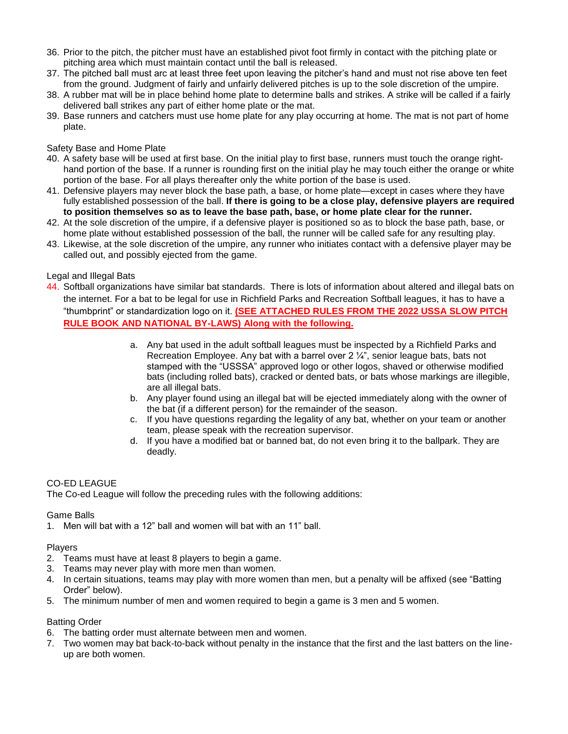36. Prior to the pitch, the pitcher must have an established pivot foot firmly in contact with the pitching plate or pitching area which must maintain contact until the ball is released.
37. The pitched ball must arc at least three feet upon leaving the pitcher's hand and must not rise above ten feet from the ground. Judgment of fairly and unfairly delivered pitches is up to the sole discretion of the umpire.
38. A rubber mat will be in place behind home plate to determine balls and strikes. A strike will be called if a fairly delivered ball strikes any part of either home plate or the mat.
39. Base runners and catchers must use home plate for any play occurring at home. The mat is not part of home plate.

Safety Base and Home Plate

40. A safety base will be used at first base. On the initial play to first base, runners must touch the orange right-hand portion of the base. If a runner is rounding first on the initial play he may touch either the orange or white portion of the base. For all plays thereafter only the white portion of the base is used.
41. Defensive players may never block the base path, a base, or home plate—except in cases where they have fully established possession of the ball. **If there is going to be a close play, defensive players are required to position themselves so as to leave the base path, base, or home plate clear for the runner.**
42. At the sole discretion of the umpire, if a defensive player is positioned so as to block the base path, base, or home plate without established possession of the ball, the runner will be called safe for any resulting play.
43. Likewise, at the sole discretion of the umpire, any runner who initiates contact with a defensive player may be called out, and possibly ejected from the game.

Legal and Illegal Bats

44. Softball organizations have similar bat standards. There is lots of information about altered and illegal bats on the internet. For a bat to be legal for use in Richfield Parks and Recreation Softball leagues, it has to have a "thumbprint" or standardization logo on it. **(SEE ATTACHED RULES FROM THE 2022 USSA SLOW PITCH RULE BOOK AND NATIONAL BY-LAWS) Along with the following.**
    a. Any bat used in the adult softball leagues must be inspected by a Richfield Parks and Recreation Employee. Any bat with a barrel over 2 ¼", senior league bats, bats not stamped with the "USSSA" approved logo or other logos, shaved or otherwise modified bats (including rolled bats), cracked or dented bats, or bats whose markings are illegible, are all illegal bats.
    b. Any player found using an illegal bat will be ejected immediately along with the owner of the bat (if a different person) for the remainder of the season.
    c. If you have questions regarding the legality of any bat, whether on your team or another team, please speak with the recreation supervisor.
    d. If you have a modified bat or banned bat, do not even bring it to the ballpark. They are deadly.

CO-ED LEAGUE

The Co-ed League will follow the preceding rules with the following additions:

Game Balls

1. Men will bat with a 12" ball and women will bat with an 11" ball.

Players

2. Teams must have at least 8 players to begin a game.
3. Teams may never play with more men than women.
4. In certain situations, teams may play with more women than men, but a penalty will be affixed (see "Batting Order" below).
5. The minimum number of men and women required to begin a game is 3 men and 5 women.

Batting Order

6. The batting order must alternate between men and women.
7. Two women may bat back-to-back without penalty in the instance that the first and the last batters on the line-up are both women.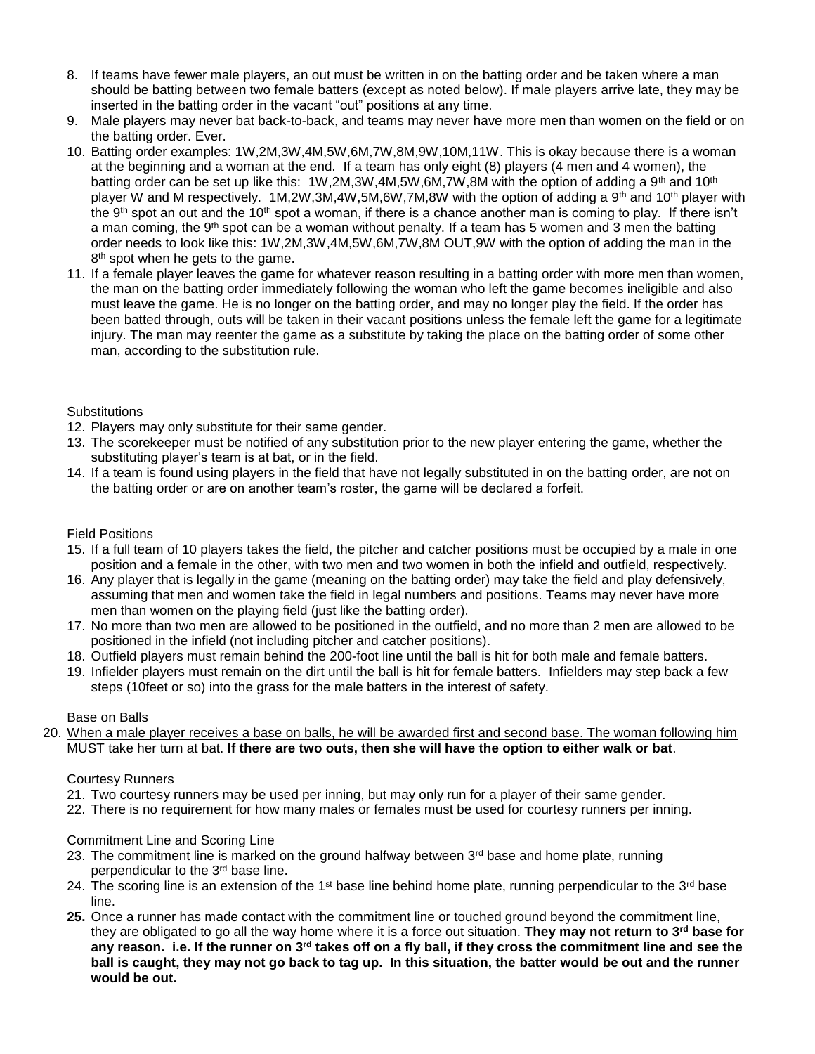8. If teams have fewer male players, an out must be written in on the batting order and be taken where a man should be batting between two female batters (except as noted below). If male players arrive late, they may be inserted in the batting order in the vacant "out" positions at any time.
9. Male players may never bat back-to-back, and teams may never have more men than women on the field or on the batting order. Ever.
10. Batting order examples: 1W,2M,3W,4M,5W,6M,7W,8M,9W,10M,11W. This is okay because there is a woman at the beginning and a woman at the end. If a team has only eight (8) players (4 men and 4 women), the batting order can be set up like this: 1W,2M,3W,4M,5W,6M,7W,8M with the option of adding a 9th and 10th player W and M respectively. 1M,2W,3M,4W,5M,6W,7M,8W with the option of adding a 9th and 10th player with the 9th spot an out and the 10th spot a woman, if there is a chance another man is coming to play. If there isn't a man coming, the 9th spot can be a woman without penalty. If a team has 5 women and 3 men the batting order needs to look like this: 1W,2M,3W,4M,5W,6M,7W,8M OUT,9W with the option of adding the man in the 8th spot when he gets to the game.
11. If a female player leaves the game for whatever reason resulting in a batting order with more men than women, the man on the batting order immediately following the woman who left the game becomes ineligible and also must leave the game. He is no longer on the batting order, and may no longer play the field. If the order has been batted through, outs will be taken in their vacant positions unless the female left the game for a legitimate injury. The man may reenter the game as a substitute by taking the place on the batting order of some other man, according to the substitution rule.

Substitutions

12. Players may only substitute for their same gender.
13. The scorekeeper must be notified of any substitution prior to the new player entering the game, whether the substituting player's team is at bat, or in the field.
14. If a team is found using players in the field that have not legally substituted in on the batting order, are not on the batting order or are on another team's roster, the game will be declared a forfeit.

Field Positions

15. If a full team of 10 players takes the field, the pitcher and catcher positions must be occupied by a male in one position and a female in the other, with two men and two women in both the infield and outfield, respectively.
16. Any player that is legally in the game (meaning on the batting order) may take the field and play defensively, assuming that men and women take the field in legal numbers and positions. Teams may never have more men than women on the playing field (just like the batting order).
17. No more than two men are allowed to be positioned in the outfield, and no more than 2 men are allowed to be positioned in the infield (not including pitcher and catcher positions).
18. Outfield players must remain behind the 200-foot line until the ball is hit for both male and female batters.
19. Infielder players must remain on the dirt until the ball is hit for female batters. Infielders may step back a few steps (10feet or so) into the grass for the male batters in the interest of safety.

Base on Balls

20. <u>When a male player receives a base on balls, he will be awarded first and second base. The woman following him MUST take her turn at bat. **If there are two outs, then she will have the option to either walk or bat**.</u>

Courtesy Runners

21. Two courtesy runners may be used per inning, but may only run for a player of their same gender.
22. There is no requirement for how many males or females must be used for courtesy runners per inning.

Commitment Line and Scoring Line

23. The commitment line is marked on the ground halfway between 3rd base and home plate, running perpendicular to the 3rd base line.
24. The scoring line is an extension of the 1st base line behind home plate, running perpendicular to the 3rd base line.
25. Once a runner has made contact with the commitment line or touched ground beyond the commitment line, they are obligated to go all the way home where it is a force out situation. **They may not return to 3rd base for any reason. i.e. If the runner on 3rd takes off on a fly ball, if they cross the commitment line and see the ball is caught, they may not go back to tag up. In this situation, the batter would be out and the runner would be out.**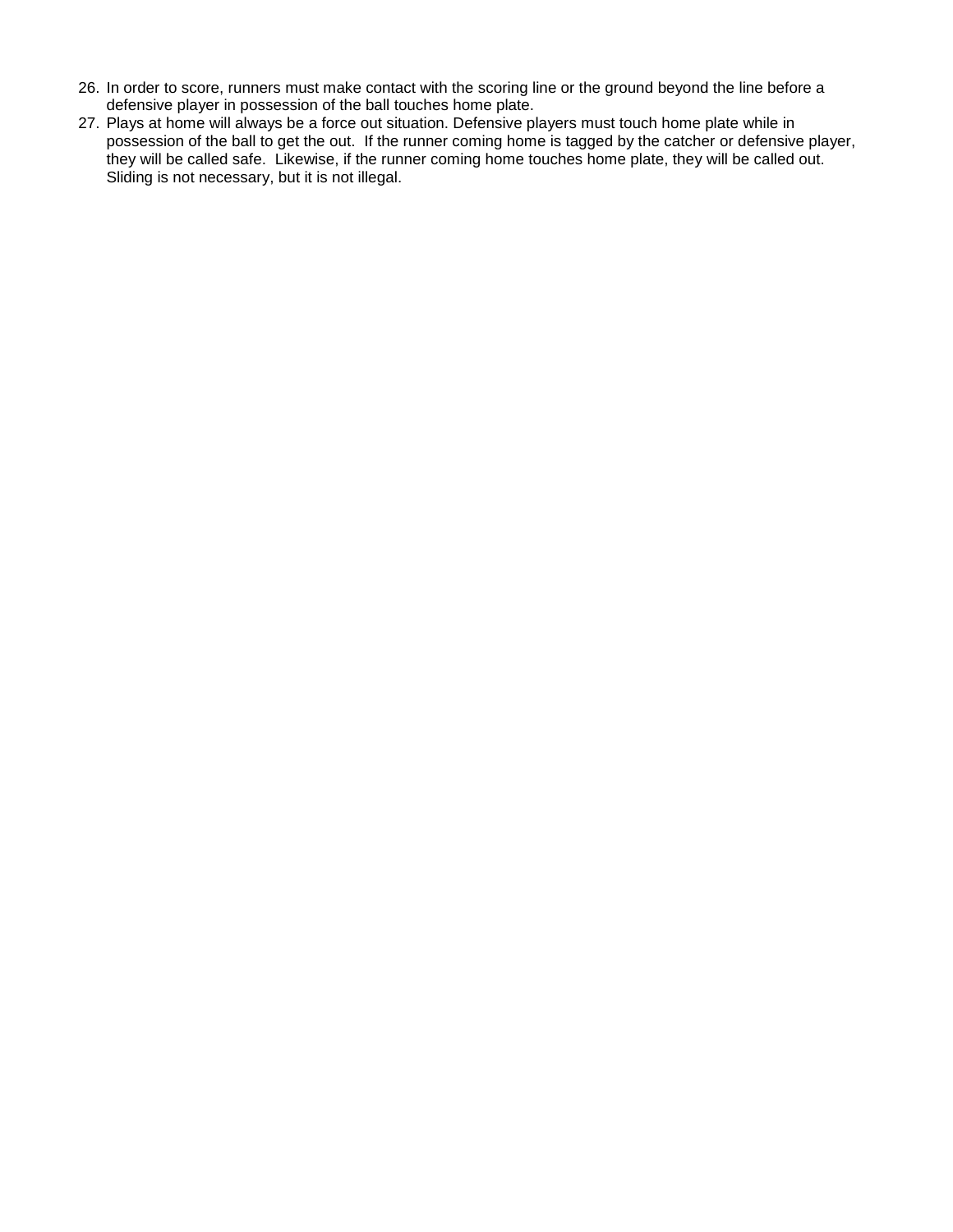26. In order to score, runners must make contact with the scoring line or the ground beyond the line before a defensive player in possession of the ball touches home plate.
27. Plays at home will always be a force out situation. Defensive players must touch home plate while in possession of the ball to get the out. If the runner coming home is tagged by the catcher or defensive player, they will be called safe. Likewise, if the runner coming home touches home plate, they will be called out. Sliding is not necessary, but it is not illegal.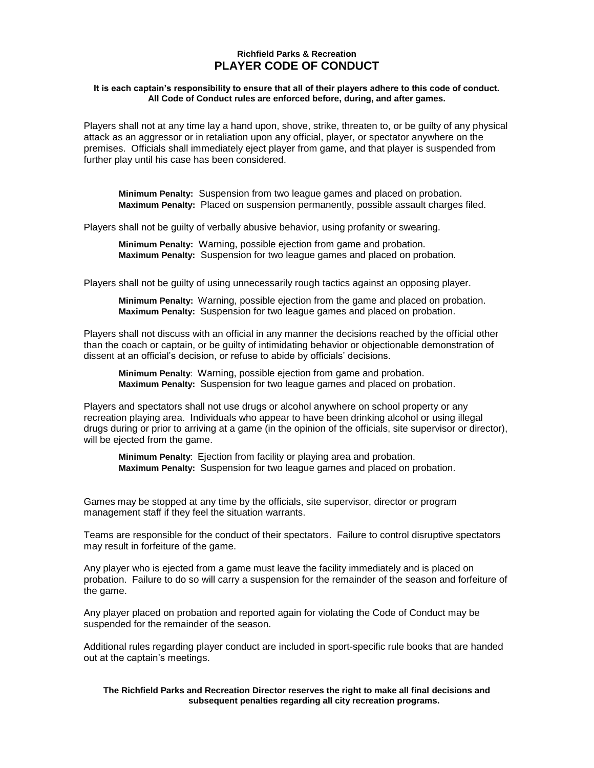**Richfield Parks & Recreation**

# PLAYER CODE OF CONDUCT

**It is each captain's responsibility to ensure that all of their players adhere to this code of conduct. All Code of Conduct rules are enforced before, during, and after games.**

Players shall not at any time lay a hand upon, shove, strike, threaten to, or be guilty of any physical attack as an aggressor or in retaliation upon any official, player, or spectator anywhere on the premises. Officials shall immediately eject player from game, and that player is suspended from further play until his case has been considered.

> **Minimum Penalty:** Suspension from two league games and placed on probation.
> **Maximum Penalty:** Placed on suspension permanently, possible assault charges filed.

Players shall not be guilty of verbally abusive behavior, using profanity or swearing.

> **Minimum Penalty:** Warning, possible ejection from game and probation.
> **Maximum Penalty:** Suspension for two league games and placed on probation.

Players shall not be guilty of using unnecessarily rough tactics against an opposing player.

> **Minimum Penalty:** Warning, possible ejection from the game and placed on probation.
> **Maximum Penalty:** Suspension for two league games and placed on probation.

Players shall not discuss with an official in any manner the decisions reached by the official other than the coach or captain, or be guilty of intimidating behavior or objectionable demonstration of dissent at an official's decision, or refuse to abide by officials' decisions.

> **Minimum Penalty**: Warning, possible ejection from game and probation.
> **Maximum Penalty:** Suspension for two league games and placed on probation.

Players and spectators shall not use drugs or alcohol anywhere on school property or any recreation playing area. Individuals who appear to have been drinking alcohol or using illegal drugs during or prior to arriving at a game (in the opinion of the officials, site supervisor or director), will be ejected from the game.

> **Minimum Penalty**: Ejection from facility or playing area and probation.
> **Maximum Penalty:** Suspension for two league games and placed on probation.

Games may be stopped at any time by the officials, site supervisor, director or program management staff if they feel the situation warrants.

Teams are responsible for the conduct of their spectators. Failure to control disruptive spectators may result in forfeiture of the game.

Any player who is ejected from a game must leave the facility immediately and is placed on probation. Failure to do so will carry a suspension for the remainder of the season and forfeiture of the game.

Any player placed on probation and reported again for violating the Code of Conduct may be suspended for the remainder of the season.

Additional rules regarding player conduct are included in sport-specific rule books that are handed out at the captain's meetings.

**The Richfield Parks and Recreation Director reserves the right to make all final decisions and subsequent penalties regarding all city recreation programs.**